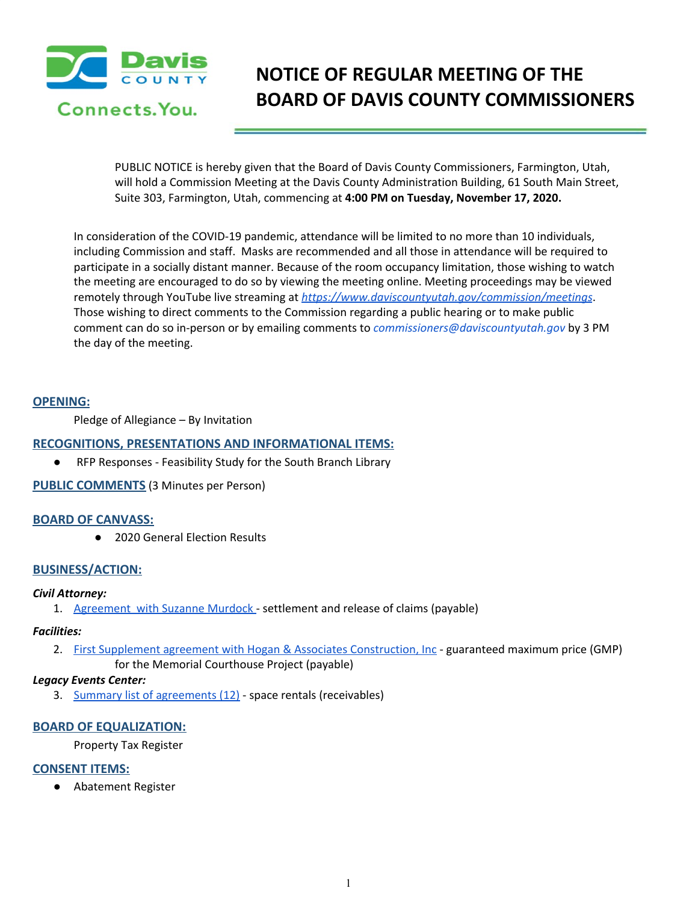# NOTICE OF REGULAR MEETING OF THE BOARD OF DAVIS COUNTY COMMISSIONERS

PUBLIC NOTICE is hereby given that the Board of Davis County Commissioners, Farmington, Utah, will hold a Commission Meeting at the Davis County Administration Building, 61 South Main Street, Suite 303, Farmington, Utah, commencing at **4:00 PM on Tuesday, November 17, 2020.**

In consideration of the COVID-19 pandemic, attendance will be limited to no more than 10 individuals, including Commission and staff. Masks are recommended and all those in attendance will be required to participate in a socially distant manner. Because of the room occupancy limitation, those wishing to watch the meeting are encouraged to do so by viewing the meeting online. Meeting proceedings may be viewed remotely through YouTube live streaming at *https://www.daviscountyutah.gov/commission/meetings*. Those wishing to direct comments to the Commission regarding a public hearing or to make public comment can do so in-person or by emailing comments to *commissioners@daviscountyutah.gov* by 3 PM the day of the meeting.

## OPENING:

Pledge of Allegiance – By Invitation

## RECOGNITIONS, PRESENTATIONS AND INFORMATIONAL ITEMS:

- RFP Responses - Feasibility Study for the South Branch Library

## PUBLIC COMMENTS (3 Minutes per Person)

## BOARD OF CANVASS:

- 2020 General Election Results

## BUSINESS/ACTION:

***Civil Attorney:***

1. Agreement with Suzanne Murdock - settlement and release of claims (payable)

***Facilities:***

2. First Supplement agreement with Hogan & Associates Construction, Inc - guaranteed maximum price (GMP) for the Memorial Courthouse Project (payable)

***Legacy Events Center:***

3. Summary list of agreements (12) - space rentals (receivables)

## BOARD OF EQUALIZATION:

Property Tax Register

## CONSENT ITEMS:

- Abatement Register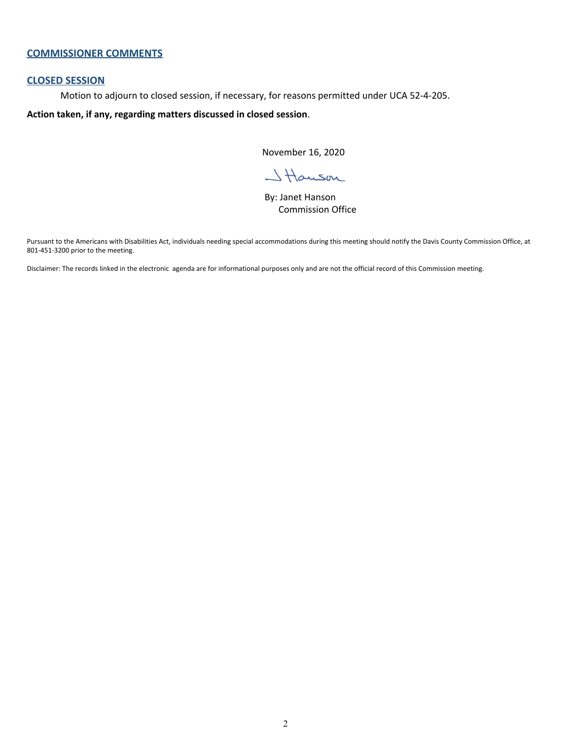## COMMISSIONER COMMENTS

## CLOSED SESSION

Motion to adjourn to closed session, if necessary, for reasons permitted under UCA 52-4-205.

**Action taken, if any, regarding matters discussed in closed session**.

November 16, 2020

J Hanson

By: Janet Hanson
Commission Office

Pursuant to the Americans with Disabilities Act, individuals needing special accommodations during this meeting should notify the Davis County Commission Office, at 801-451-3200 prior to the meeting.

Disclaimer: The records linked in the electronic agenda are for informational purposes only and are not the official record of this Commission meeting.